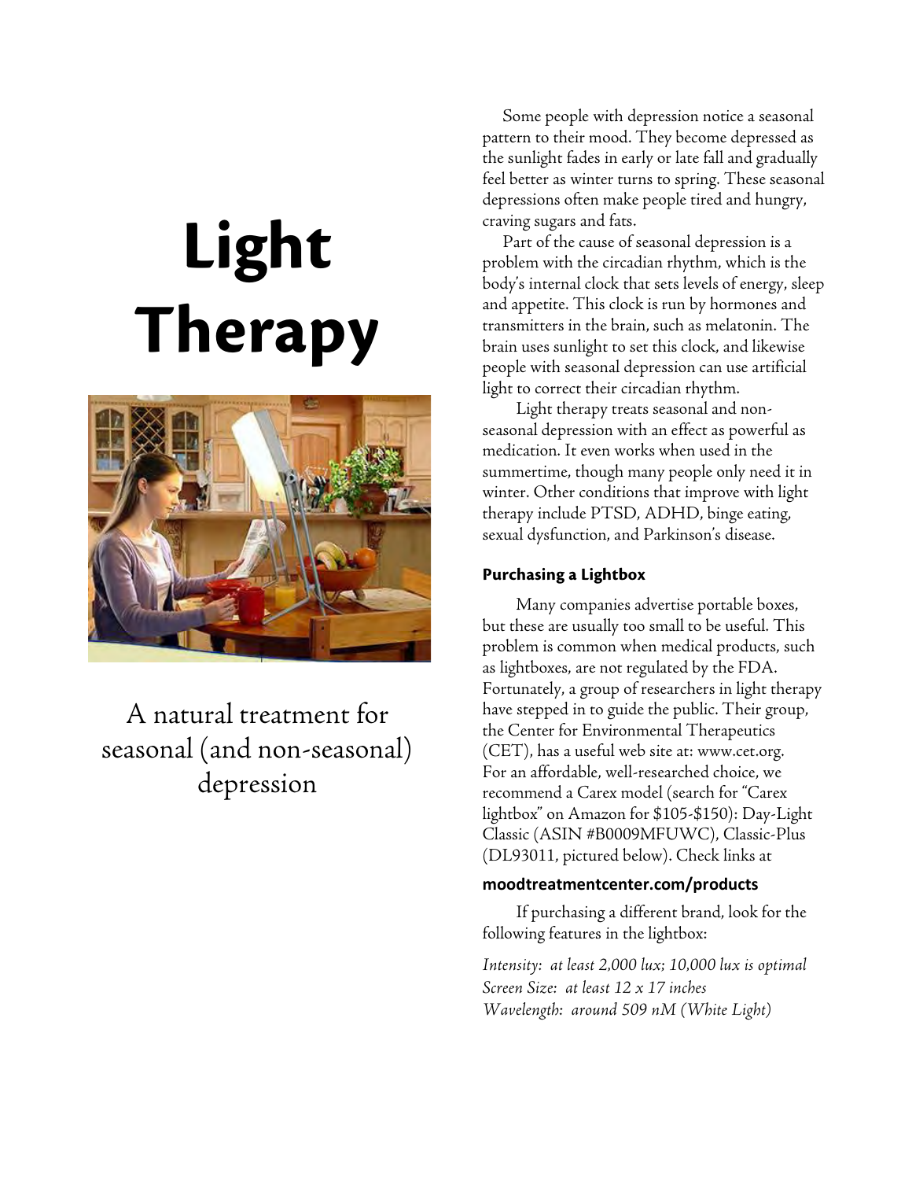# Light Therapy

A natural treatment for seasonal (and non-seasonal) depression

Some people with depression notice a seasonal pattern to their mood. They become depressed as the sunlight fades in early or late fall and gradually feel better as winter turns to spring. These seasonal depressions often make people tired and hungry, craving sugars and fats.

Part of the cause of seasonal depression is a problem with the circadian rhythm, which is the body's internal clock that sets levels of energy, sleep and appetite. This clock is run by hormones and transmitters in the brain, such as melatonin. The brain uses sunlight to set this clock, and likewise people with seasonal depression can use artificial light to correct their circadian rhythm.

Light therapy treats seasonal and non-seasonal depression with an effect as powerful as medication. It even works when used in the summertime, though many people only need it in winter. Other conditions that improve with light therapy include PTSD, ADHD, binge eating, sexual dysfunction, and Parkinson's disease.

### Purchasing a Lightbox

Many companies advertise portable boxes, but these are usually too small to be useful. This problem is common when medical products, such as lightboxes, are not regulated by the FDA. Fortunately, a group of researchers in light therapy have stepped in to guide the public. Their group, the Center for Environmental Therapeutics (CET), has a useful web site at: www.cet.org. For an affordable, well-researched choice, we recommend a Carex model (search for "Carex lightbox" on Amazon for $105-$150): Day-Light Classic (ASIN #B0009MFUWC), Classic-Plus (DL93011, pictured below). Check links at

**moodtreatmentcenter.com/products**

If purchasing a different brand, look for the following features in the lightbox:

*Intensity: at least 2,000 lux; 10,000 lux is optimal*
*Screen Size: at least 12 x 17 inches*
*Wavelength: around 509 nM (White Light)*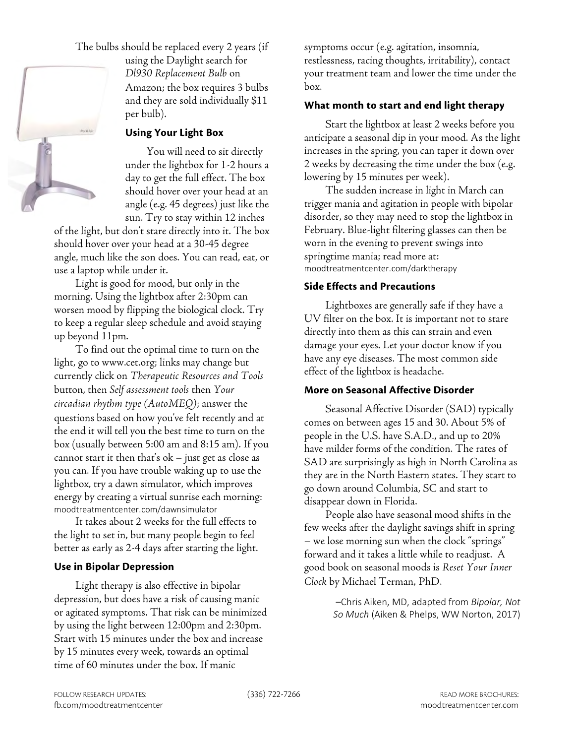The bulbs should be replaced every 2 years (if using the Daylight search for *Dl930 Replacement Bulb* on Amazon; the box requires 3 bulbs and they are sold individually $11 per bulb).

### Using Your Light Box

You will need to sit directly under the lightbox for 1-2 hours a day to get the full effect. The box should hover over your head at an angle (e.g. 45 degrees) just like the sun. Try to stay within 12 inches of the light, but don't stare directly into it. The box should hover over your head at a 30-45 degree angle, much like the son does. You can read, eat, or use a laptop while under it.

Light is good for mood, but only in the morning. Using the lightbox after 2:30pm can worsen mood by flipping the biological clock. Try to keep a regular sleep schedule and avoid staying up beyond 11pm.

To find out the optimal time to turn on the light, go to www.cet.org; links may change but currently click on *Therapeutic Resources and Tools* button, then *Self assessment tools* then *Your circadian rhythm type (AutoMEQ)*; answer the questions based on how you've felt recently and at the end it will tell you the best time to turn on the box (usually between 5:00 am and 8:15 am). If you cannot start it then that's ok – just get as close as you can. If you have trouble waking up to use the lightbox, try a dawn simulator, which improves energy by creating a virtual sunrise each morning: moodtreatmentcenter.com/dawnsimulator

It takes about 2 weeks for the full effects to the light to set in, but many people begin to feel better as early as 2-4 days after starting the light.

### Use in Bipolar Depression

Light therapy is also effective in bipolar depression, but does have a risk of causing manic or agitated symptoms. That risk can be minimized by using the light between 12:00pm and 2:30pm. Start with 15 minutes under the box and increase by 15 minutes every week, towards an optimal time of 60 minutes under the box. If manic symptoms occur (e.g. agitation, insomnia, restlessness, racing thoughts, irritability), contact your treatment team and lower the time under the box.

### What month to start and end light therapy

Start the lightbox at least 2 weeks before you anticipate a seasonal dip in your mood. As the light increases in the spring, you can taper it down over 2 weeks by decreasing the time under the box (e.g. lowering by 15 minutes per week).

The sudden increase in light in March can trigger mania and agitation in people with bipolar disorder, so they may need to stop the lightbox in February. Blue-light filtering glasses can then be worn in the evening to prevent swings into springtime mania; read more at: moodtreatmentcenter.com/darktherapy

### Side Effects and Precautions

Lightboxes are generally safe if they have a UV filter on the box. It is important not to stare directly into them as this can strain and even damage your eyes. Let your doctor know if you have any eye diseases. The most common side effect of the lightbox is headache.

### More on Seasonal Affective Disorder

Seasonal Affective Disorder (SAD) typically comes on between ages 15 and 30. About 5% of people in the U.S. have S.A.D., and up to 20% have milder forms of the condition. The rates of SAD are surprisingly as high in North Carolina as they are in the North Eastern states. They start to go down around Columbia, SC and start to disappear down in Florida.

People also have seasonal mood shifts in the few weeks after the daylight savings shift in spring – we lose morning sun when the clock "springs" forward and it takes a little while to readjust. A good book on seasonal moods is *Reset Your Inner Clock* by Michael Terman, PhD.

–Chris Aiken, MD, adapted from *Bipolar, Not So Much* (Aiken & Phelps, WW Norton, 2017)

FOLLOW RESEARCH UPDATES: fb.com/moodtreatmentcenter

(336) 722-7266

READ MORE BROCHURES: moodtreatmentcenter.com